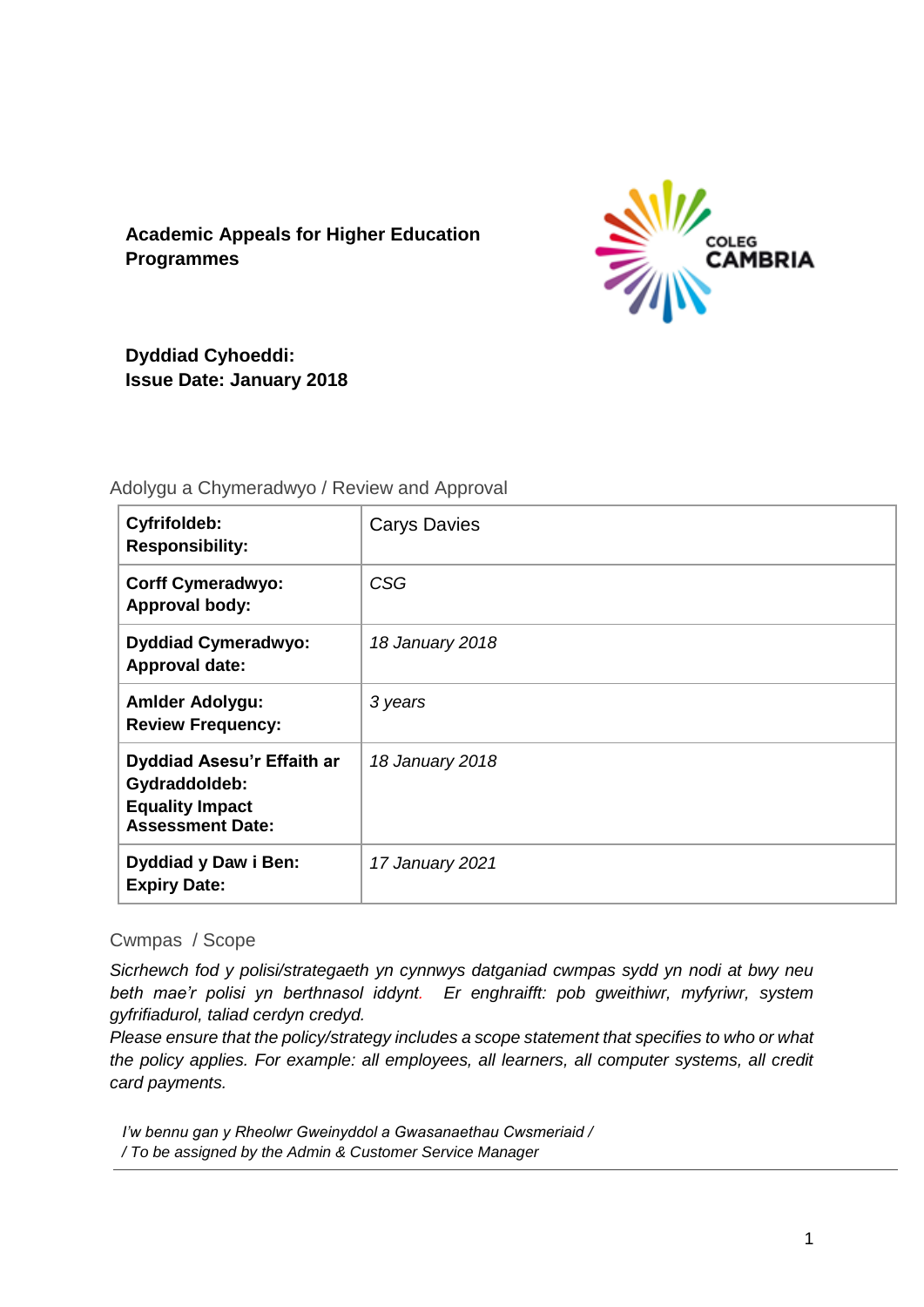**Academic Appeals for Higher Education Programmes**

**Dyddiad Cyhoeddi:**
**Issue Date: January 2018**

Adolygu a Chymeradwyo / Review and Approval

| | |
|---|---|
| **Cyfrifoldeb:**<br>**Responsibility:** | Carys Davies |
| **Corff Cymeradwyo:**<br>**Approval body:** | *CSG* |
| **Dyddiad Cymeradwyo:**<br>**Approval date:** | *18 January 2018* |
| **Amlder Adolygu:**<br>**Review Frequency:** | *3 years* |
| **Dyddiad Asesu'r Effaith ar Gydraddoldeb:**<br>**Equality Impact Assessment Date:** | *18 January 2018* |
| **Dyddiad y Daw i Ben:**<br>**Expiry Date:** | *17 January 2021* |

Cwmpas / Scope

*Sicrhewch fod y polisi/strategaeth yn cynnwys datganiad cwmpas sydd yn nodi at bwy neu beth mae'r polisi yn berthnasol iddynt. Er enghraifft: pob gweithiwr, myfyriwr, system gyfrifiadurol, taliad cerdyn credyd.*
*Please ensure that the policy/strategy includes a scope statement that specifies to who or what the policy applies. For example: all employees, all learners, all computer systems, all credit card payments.*

*I'w bennu gan y Rheolwr Gweinyddol a Gwasanaethau Cwsmeriaid /*
*/ To be assigned by the Admin & Customer Service Manager*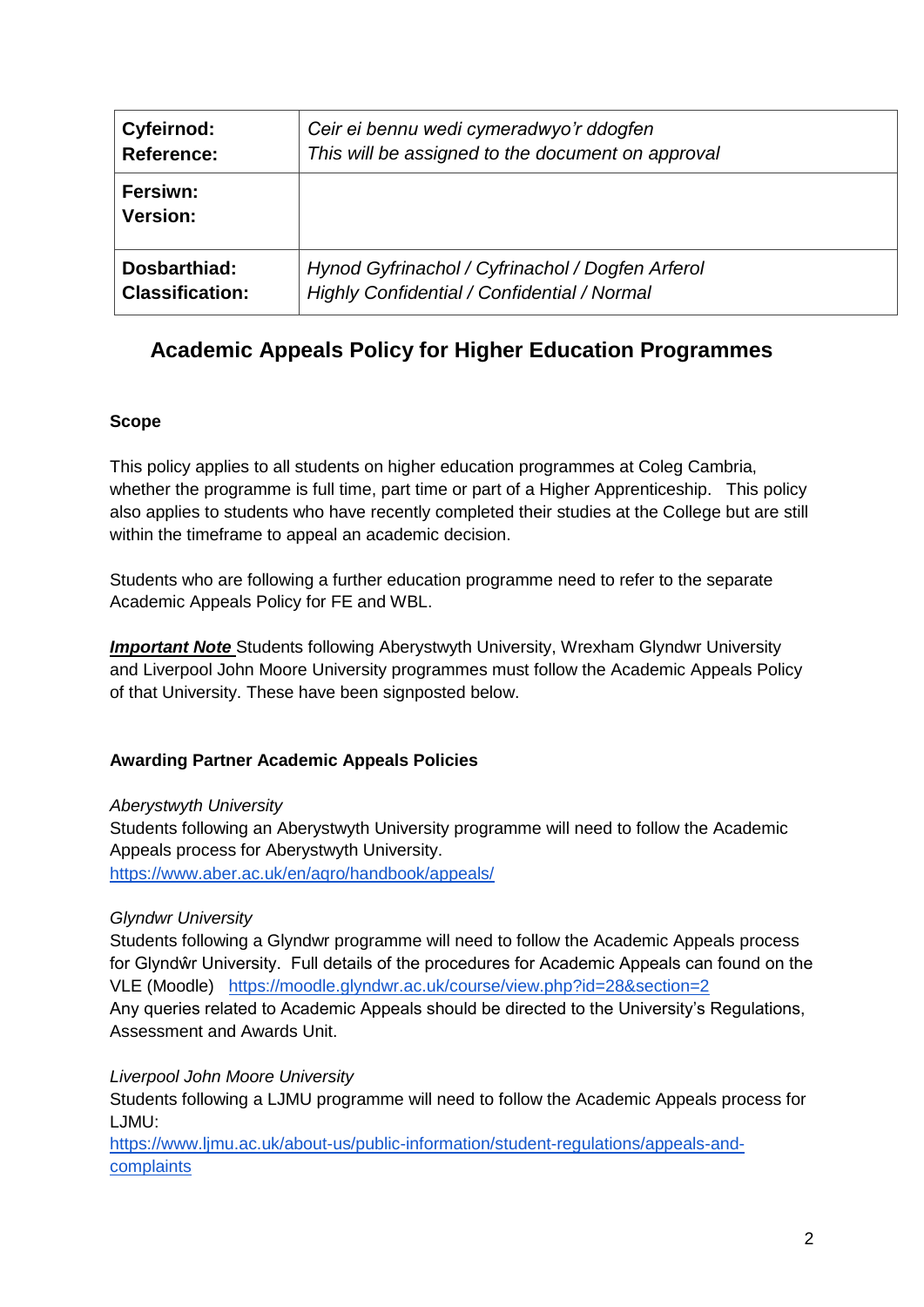| **Cyfeirnod:**<br>**Reference:** | *Ceir ei bennu wedi cymeradwyo'r ddogfen*<br>*This will be assigned to the document on approval* |
|---|---|
| **Fersiwn:**<br>**Version:** | |
| **Dosbarthiad:**<br>**Classification:** | *Hynod Gyfrinachol / Cyfrinachol / Dogfen Arferol*<br>*Highly Confidential / Confidential / Normal* |

# Academic Appeals Policy for Higher Education Programmes

### Scope

This policy applies to all students on higher education programmes at Coleg Cambria, whether the programme is full time, part time or part of a Higher Apprenticeship. This policy also applies to students who have recently completed their studies at the College but are still within the timeframe to appeal an academic decision.

Students who are following a further education programme need to refer to the separate Academic Appeals Policy for FE and WBL.

***Important Note*** Students following Aberystwyth University, Wrexham Glyndwr University and Liverpool John Moore University programmes must follow the Academic Appeals Policy of that University. These have been signposted below.

### Awarding Partner Academic Appeals Policies

*Aberystwyth University*
Students following an Aberystwyth University programme will need to follow the Academic Appeals process for Aberystwyth University.
https://www.aber.ac.uk/en/aqro/handbook/appeals/

*Glyndwr University*
Students following a Glyndwr programme will need to follow the Academic Appeals process for Glyndŵr University. Full details of the procedures for Academic Appeals can found on the VLE (Moodle) https://moodle.glyndwr.ac.uk/course/view.php?id=28&section=2
Any queries related to Academic Appeals should be directed to the University's Regulations, Assessment and Awards Unit.

*Liverpool John Moore University*
Students following a LJMU programme will need to follow the Academic Appeals process for LJMU:
https://www.ljmu.ac.uk/about-us/public-information/student-regulations/appeals-and-complaints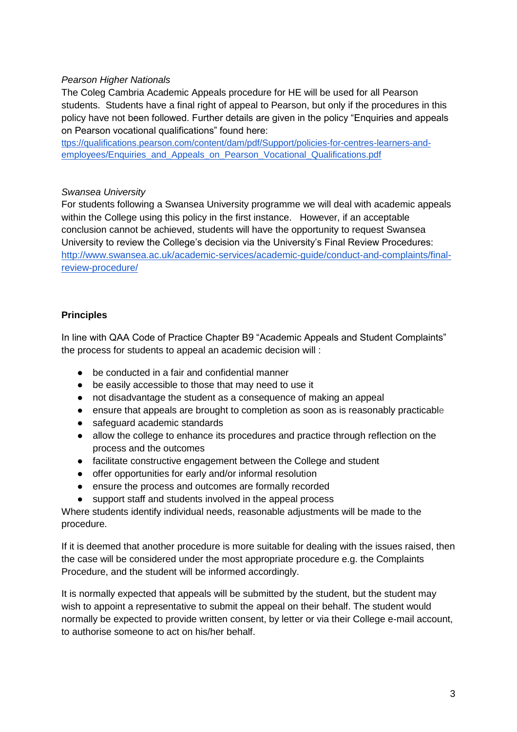*Pearson Higher Nationals*

The Coleg Cambria Academic Appeals procedure for HE will be used for all Pearson students. Students have a final right of appeal to Pearson, but only if the procedures in this policy have not been followed. Further details are given in the policy "Enquiries and appeals on Pearson vocational qualifications" found here: [ttps://qualifications.pearson.com/content/dam/pdf/Support/policies-for-centres-learners-and-employees/Enquiries_and_Appeals_on_Pearson_Vocational_Qualifications.pdf](ttps://qualifications.pearson.com/content/dam/pdf/Support/policies-for-centres-learners-and-employees/Enquiries_and_Appeals_on_Pearson_Vocational_Qualifications.pdf)

*Swansea University*

For students following a Swansea University programme we will deal with academic appeals within the College using this policy in the first instance. However, if an acceptable conclusion cannot be achieved, students will have the opportunity to request Swansea University to review the College's decision via the University's Final Review Procedures: [http://www.swansea.ac.uk/academic-services/academic-guide/conduct-and-complaints/final-review-procedure/](http://www.swansea.ac.uk/academic-services/academic-guide/conduct-and-complaints/final-review-procedure/)

**Principles**

In line with QAA Code of Practice Chapter B9 "Academic Appeals and Student Complaints" the process for students to appeal an academic decision will :

- be conducted in a fair and confidential manner
- be easily accessible to those that may need to use it
- not disadvantage the student as a consequence of making an appeal
- ensure that appeals are brought to completion as soon as is reasonably practicable
- safeguard academic standards
- allow the college to enhance its procedures and practice through reflection on the process and the outcomes
- facilitate constructive engagement between the College and student
- offer opportunities for early and/or informal resolution
- ensure the process and outcomes are formally recorded
- support staff and students involved in the appeal process

Where students identify individual needs, reasonable adjustments will be made to the procedure.

If it is deemed that another procedure is more suitable for dealing with the issues raised, then the case will be considered under the most appropriate procedure e.g. the Complaints Procedure, and the student will be informed accordingly.

It is normally expected that appeals will be submitted by the student, but the student may wish to appoint a representative to submit the appeal on their behalf. The student would normally be expected to provide written consent, by letter or via their College e-mail account, to authorise someone to act on his/her behalf.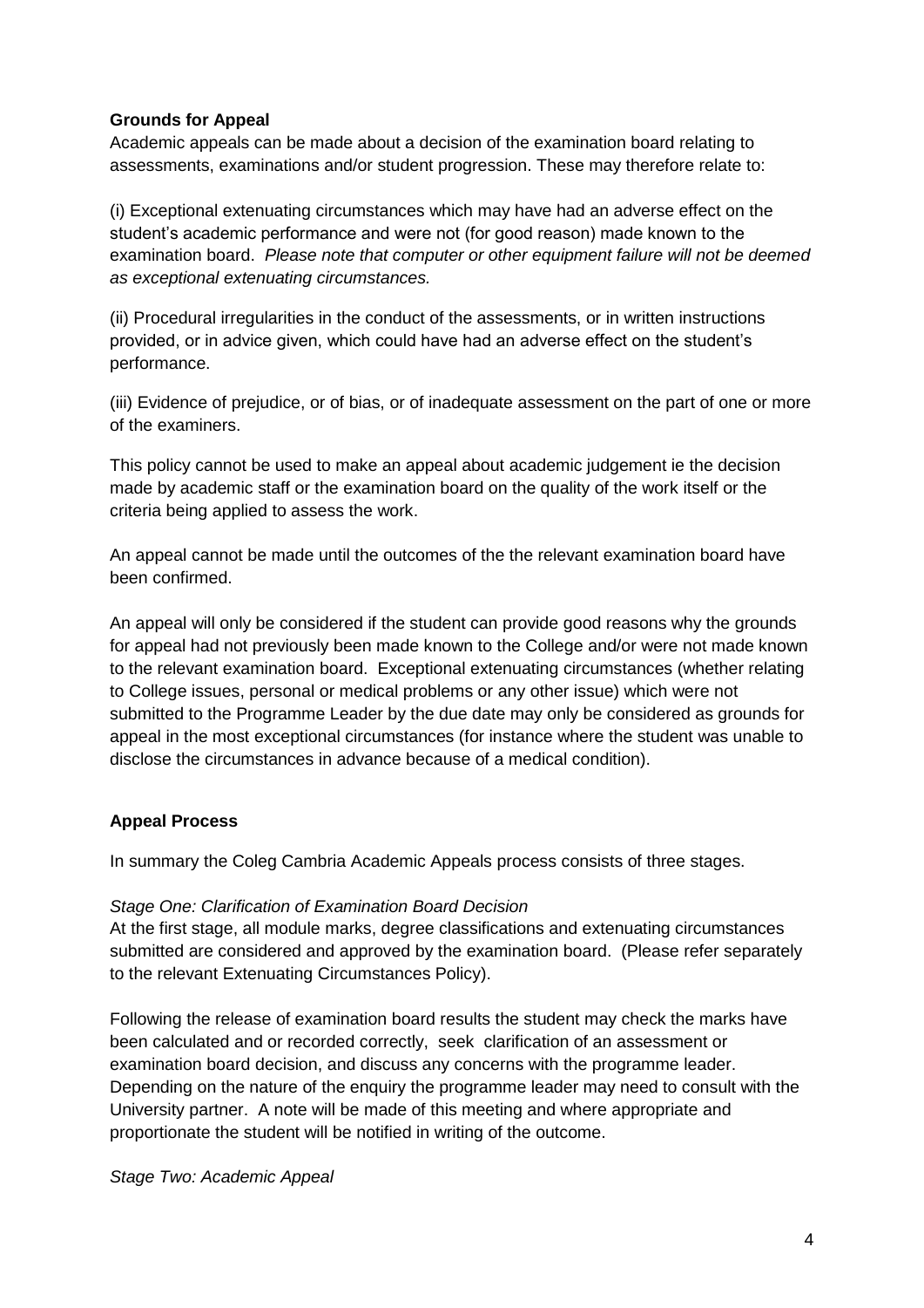**Grounds for Appeal**

Academic appeals can be made about a decision of the examination board relating to assessments, examinations and/or student progression. These may therefore relate to:

(i) Exceptional extenuating circumstances which may have had an adverse effect on the student's academic performance and were not (for good reason) made known to the examination board. *Please note that computer or other equipment failure will not be deemed as exceptional extenuating circumstances.*

(ii) Procedural irregularities in the conduct of the assessments, or in written instructions provided, or in advice given, which could have had an adverse effect on the student's performance.

(iii) Evidence of prejudice, or of bias, or of inadequate assessment on the part of one or more of the examiners.

This policy cannot be used to make an appeal about academic judgement ie the decision made by academic staff or the examination board on the quality of the work itself or the criteria being applied to assess the work.

An appeal cannot be made until the outcomes of the the relevant examination board have been confirmed.

An appeal will only be considered if the student can provide good reasons why the grounds for appeal had not previously been made known to the College and/or were not made known to the relevant examination board. Exceptional extenuating circumstances (whether relating to College issues, personal or medical problems or any other issue) which were not submitted to the Programme Leader by the due date may only be considered as grounds for appeal in the most exceptional circumstances (for instance where the student was unable to disclose the circumstances in advance because of a medical condition).

**Appeal Process**

In summary the Coleg Cambria Academic Appeals process consists of three stages.

*Stage One: Clarification of Examination Board Decision*

At the first stage, all module marks, degree classifications and extenuating circumstances submitted are considered and approved by the examination board. (Please refer separately to the relevant Extenuating Circumstances Policy).

Following the release of examination board results the student may check the marks have been calculated and or recorded correctly, seek clarification of an assessment or examination board decision, and discuss any concerns with the programme leader. Depending on the nature of the enquiry the programme leader may need to consult with the University partner. A note will be made of this meeting and where appropriate and proportionate the student will be notified in writing of the outcome.

*Stage Two: Academic Appeal*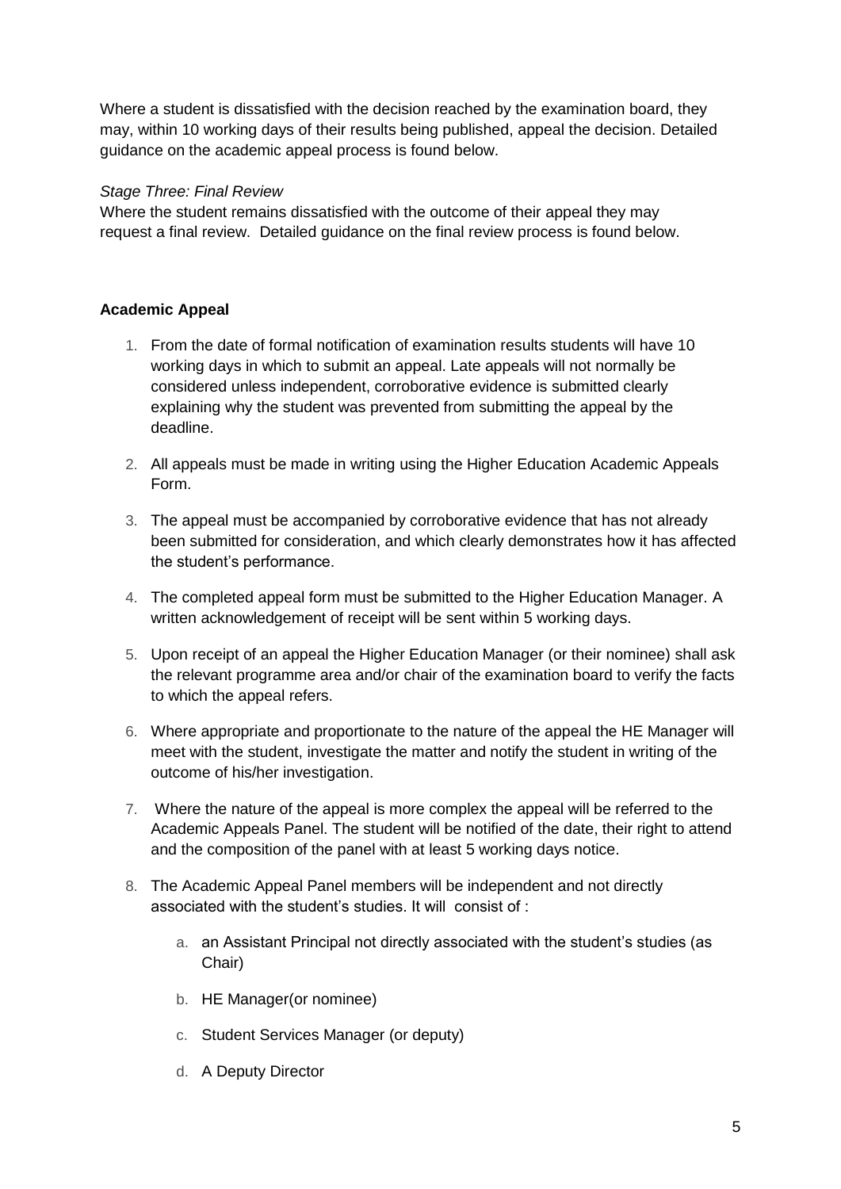Where a student is dissatisfied with the decision reached by the examination board, they may, within 10 working days of their results being published, appeal the decision. Detailed guidance on the academic appeal process is found below.

*Stage Three: Final Review*

Where the student remains dissatisfied with the outcome of their appeal they may request a final review. Detailed guidance on the final review process is found below.

**Academic Appeal**

1. From the date of formal notification of examination results students will have 10 working days in which to submit an appeal. Late appeals will not normally be considered unless independent, corroborative evidence is submitted clearly explaining why the student was prevented from submitting the appeal by the deadline.
2. All appeals must be made in writing using the Higher Education Academic Appeals Form.
3. The appeal must be accompanied by corroborative evidence that has not already been submitted for consideration, and which clearly demonstrates how it has affected the student's performance.
4. The completed appeal form must be submitted to the Higher Education Manager. A written acknowledgement of receipt will be sent within 5 working days.
5. Upon receipt of an appeal the Higher Education Manager (or their nominee) shall ask the relevant programme area and/or chair of the examination board to verify the facts to which the appeal refers.
6. Where appropriate and proportionate to the nature of the appeal the HE Manager will meet with the student, investigate the matter and notify the student in writing of the outcome of his/her investigation.
7. Where the nature of the appeal is more complex the appeal will be referred to the Academic Appeals Panel. The student will be notified of the date, their right to attend and the composition of the panel with at least 5 working days notice.
8. The Academic Appeal Panel members will be independent and not directly associated with the student's studies. It will consist of :
    a. an Assistant Principal not directly associated with the student's studies (as Chair)
    b. HE Manager(or nominee)
    c. Student Services Manager (or deputy)
    d. A Deputy Director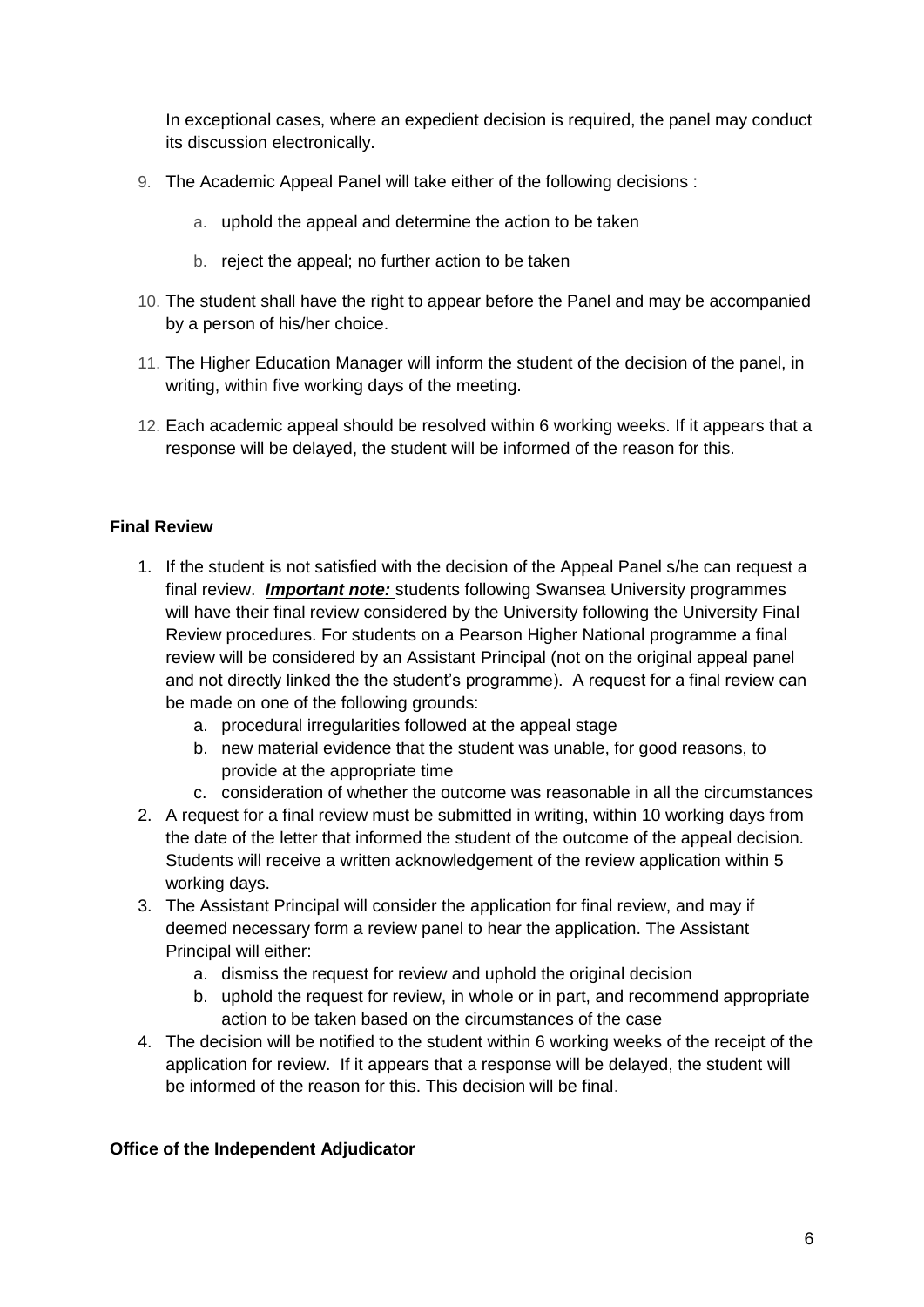In exceptional cases, where an expedient decision is required, the panel may conduct its discussion electronically.

9. The Academic Appeal Panel will take either of the following decisions :

   a. uphold the appeal and determine the action to be taken

   b. reject the appeal; no further action to be taken

10. The student shall have the right to appear before the Panel and may be accompanied by a person of his/her choice.

11. The Higher Education Manager will inform the student of the decision of the panel, in writing, within five working days of the meeting.

12. Each academic appeal should be resolved within 6 working weeks. If it appears that a response will be delayed, the student will be informed of the reason for this.

**Final Review**

1. If the student is not satisfied with the decision of the Appeal Panel s/he can request a final review. ***Important note:*** students following Swansea University programmes will have their final review considered by the University following the University Final Review procedures. For students on a Pearson Higher National programme a final review will be considered by an Assistant Principal (not on the original appeal panel and not directly linked the the student's programme). A request for a final review can be made on one of the following grounds:
   a. procedural irregularities followed at the appeal stage
   b. new material evidence that the student was unable, for good reasons, to provide at the appropriate time
   c. consideration of whether the outcome was reasonable in all the circumstances
2. A request for a final review must be submitted in writing, within 10 working days from the date of the letter that informed the student of the outcome of the appeal decision. Students will receive a written acknowledgement of the review application within 5 working days.
3. The Assistant Principal will consider the application for final review, and may if deemed necessary form a review panel to hear the application. The Assistant Principal will either:
   a. dismiss the request for review and uphold the original decision
   b. uphold the request for review, in whole or in part, and recommend appropriate action to be taken based on the circumstances of the case
4. The decision will be notified to the student within 6 working weeks of the receipt of the application for review. If it appears that a response will be delayed, the student will be informed of the reason for this. This decision will be final.

**Office of the Independent Adjudicator**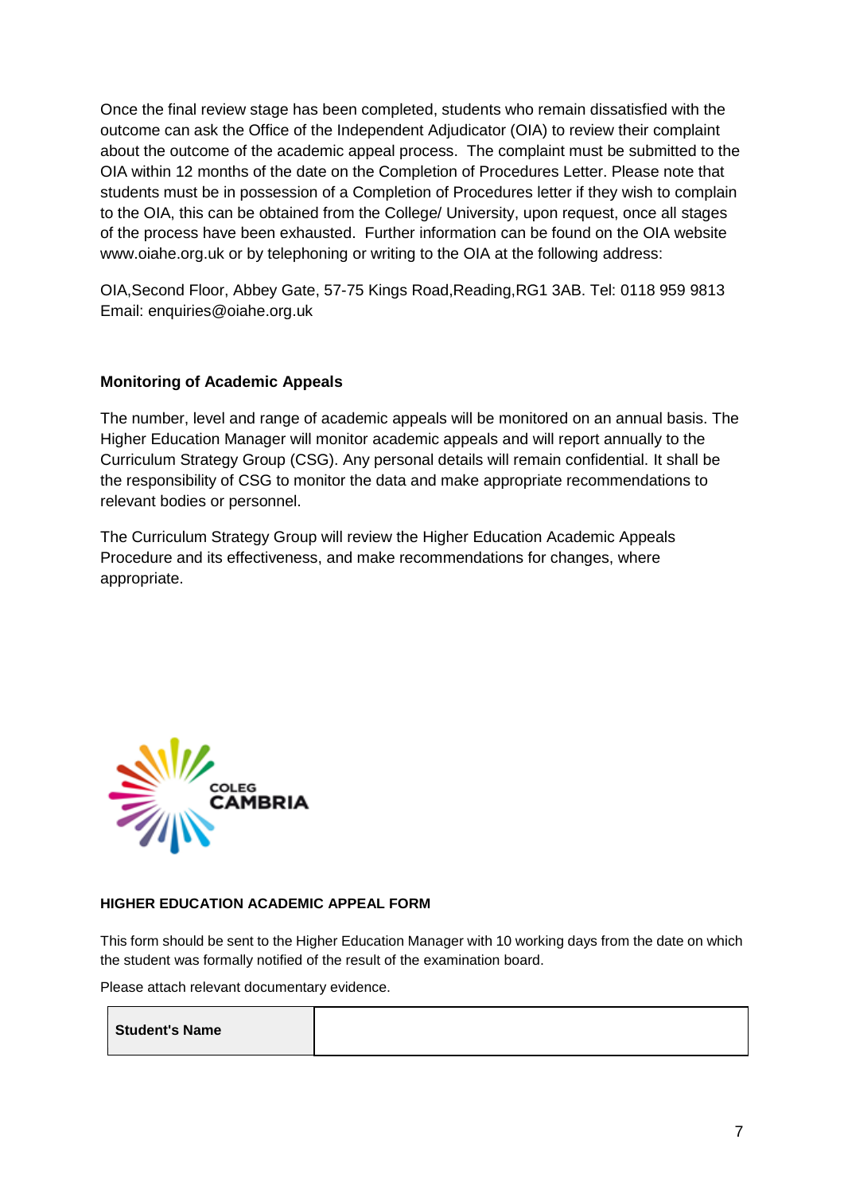Once the final review stage has been completed, students who remain dissatisfied with the outcome can ask the Office of the Independent Adjudicator (OIA) to review their complaint about the outcome of the academic appeal process. The complaint must be submitted to the OIA within 12 months of the date on the Completion of Procedures Letter. Please note that students must be in possession of a Completion of Procedures letter if they wish to complain to the OIA, this can be obtained from the College/ University, upon request, once all stages of the process have been exhausted. Further information can be found on the OIA website www.oiahe.org.uk or by telephoning or writing to the OIA at the following address:

OIA,Second Floor, Abbey Gate, 57-75 Kings Road,Reading,RG1 3AB. Tel: 0118 959 9813 Email: enquiries@oiahe.org.uk

### Monitoring of Academic Appeals

The number, level and range of academic appeals will be monitored on an annual basis. The Higher Education Manager will monitor academic appeals and will report annually to the Curriculum Strategy Group (CSG). Any personal details will remain confidential. It shall be the responsibility of CSG to monitor the data and make appropriate recommendations to relevant bodies or personnel.

The Curriculum Strategy Group will review the Higher Education Academic Appeals Procedure and its effectiveness, and make recommendations for changes, where appropriate.

COLEG CAMBRIA

### HIGHER EDUCATION ACADEMIC APPEAL FORM

This form should be sent to the Higher Education Manager with 10 working days from the date on which the student was formally notified of the result of the examination board.

Please attach relevant documentary evidence.

| **Student's Name** | |
|---|---|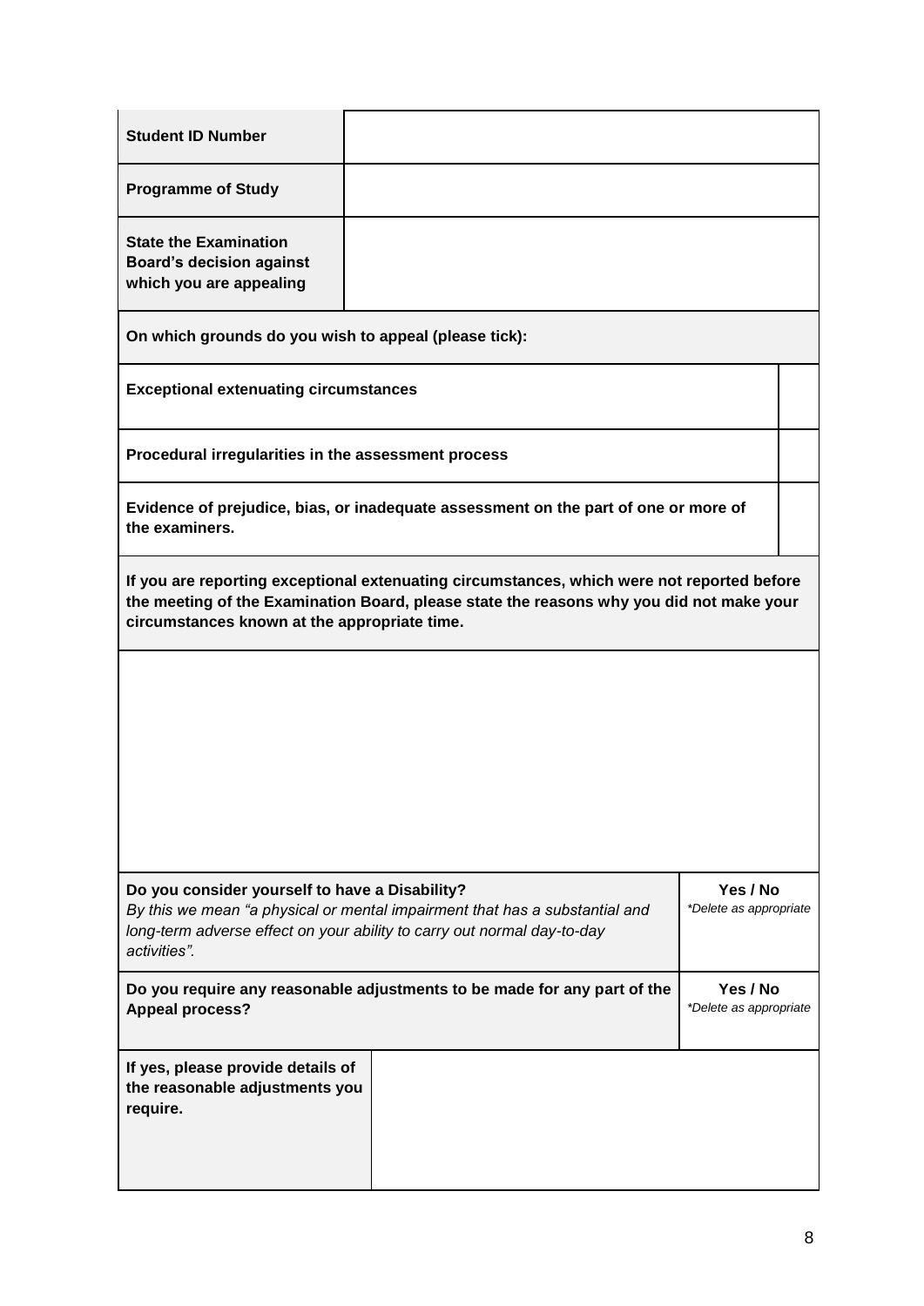| **Student ID Number** | |
|---|---|
| **Programme of Study** | |
| **State the Examination Board's decision against which you are appealing** | |

| **On which grounds do you wish to appeal (please tick):** | |
|---|---|
| **Exceptional extenuating circumstances** | |
| **Procedural irregularities in the assessment process** | |
| **Evidence of prejudice, bias, or inadequate assessment on the part of one or more of the examiners.** | |

| **If you are reporting exceptional extenuating circumstances, which were not reported before the meeting of the Examination Board, please state the reasons why you did not make your circumstances known at the appropriate time.** |
|---|
| |

| **Do you consider yourself to have a Disability?** *By this we mean "a physical or mental impairment that has a substantial and long-term adverse effect on your ability to carry out normal day-to-day activities".* | **Yes / No** *\*Delete as appropriate* |
|---|---|
| **Do you require any reasonable adjustments to be made for any part of the Appeal process?** | **Yes / No** *\*Delete as appropriate* |

| **If yes, please provide details of the reasonable adjustments you require.** | |
|---|---|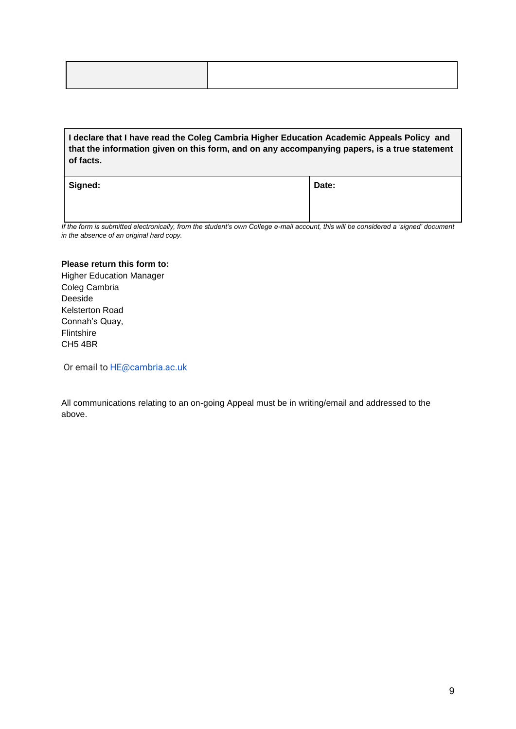| | |
|---|---|
| | |

| **I declare that I have read the Coleg Cambria Higher Education Academic Appeals Policy and that the information given on this form, and on any accompanying papers, is a true statement of facts.** | |
|---|---|
| **Signed:** | **Date:** |

*If the form is submitted electronically, from the student's own College e-mail account, this will be considered a 'signed' document in the absence of an original hard copy.*

**Please return this form to:**
Higher Education Manager
Coleg Cambria
Deeside
Kelsterton Road
Connah's Quay,
Flintshire
CH5 4BR

Or email to HE@cambria.ac.uk

All communications relating to an on-going Appeal must be in writing/email and addressed to the above.